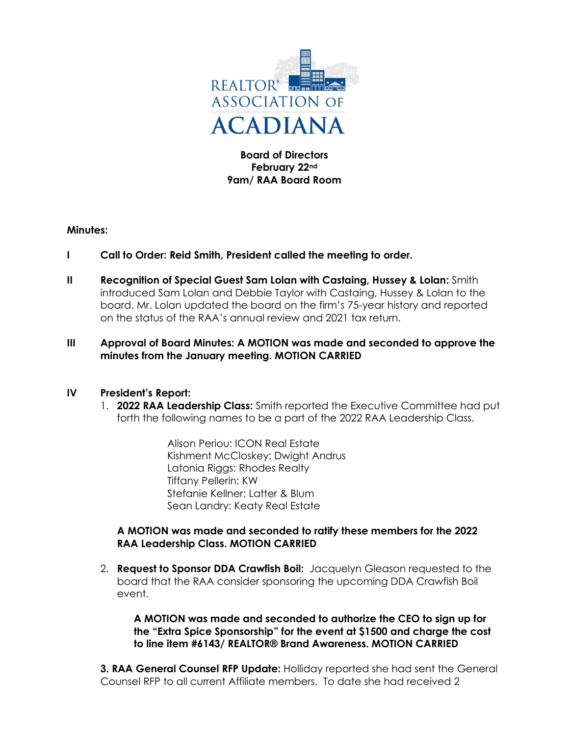REALTOR® ASSOCIATION OF ACADIANA

**Board of Directors**
**February 22nd**
**9am/ RAA Board Room**

**Minutes:**

**I Call to Order: Reid Smith, President called the meeting to order.**

**II Recognition of Special Guest Sam Lolan with Castaing, Hussey & Lolan:** Smith introduced Sam Lolan and Debbie Taylor with Castaing, Hussey & Lolan to the board. Mr. Lolan updated the board on the firm's 75-year history and reported on the status of the RAA's annual review and 2021 tax return.

**III Approval of Board Minutes: A MOTION was made and seconded to approve the minutes from the January meeting. MOTION CARRIED**

**IV President's Report:**

1. **2022 RAA Leadership Class:** Smith reported the Executive Committee had put forth the following names to be a part of the 2022 RAA Leadership Class.

   Alison Periou: ICON Real Estate
   Kishment McCloskey: Dwight Andrus
   Latonia Riggs: Rhodes Realty
   Tiffany Pellerin: KW
   Stefanie Kellner: Latter & Blum
   Sean Landry: Keaty Real Estate

   **A MOTION was made and seconded to ratify these members for the 2022 RAA Leadership Class. MOTION CARRIED**

2. **Request to Sponsor DDA Crawfish Boil:** Jacquelyn Gleason requested to the board that the RAA consider sponsoring the upcoming DDA Crawfish Boil event.

   **A MOTION was made and seconded to authorize the CEO to sign up for the "Extra Spice Sponsorship" for the event at $1500 and charge the cost to line item #6143/ REALTOR® Brand Awareness. MOTION CARRIED**

**3. RAA General Counsel RFP Update:** Holliday reported she had sent the General Counsel RFP to all current Affiliate members. To date she had received 2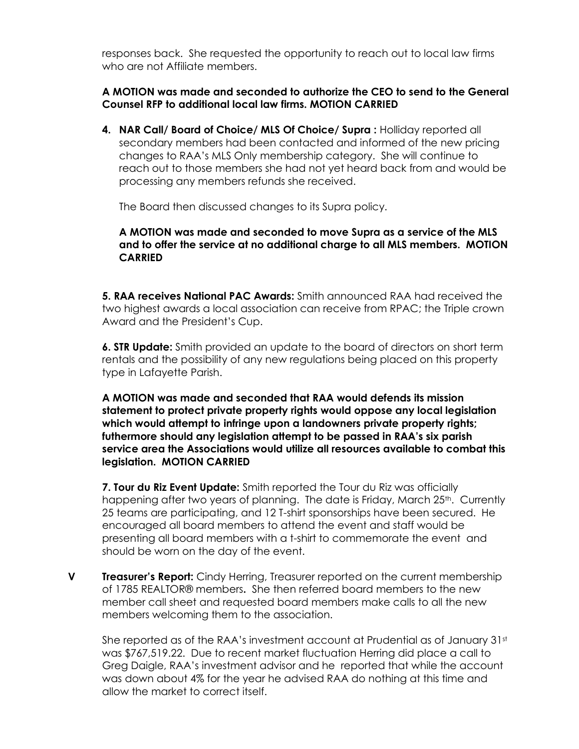responses back. She requested the opportunity to reach out to local law firms who are not Affiliate members.

**A MOTION was made and seconded to authorize the CEO to send to the General Counsel RFP to additional local law firms. MOTION CARRIED**

4. **NAR Call/ Board of Choice/ MLS Of Choice/ Supra :** Holliday reported all secondary members had been contacted and informed of the new pricing changes to RAA's MLS Only membership category. She will continue to reach out to those members she had not yet heard back from and would be processing any members refunds she received.

   The Board then discussed changes to its Supra policy.

   **A MOTION was made and seconded to move Supra as a service of the MLS and to offer the service at no additional charge to all MLS members. MOTION CARRIED**

**5. RAA receives National PAC Awards:** Smith announced RAA had received the two highest awards a local association can receive from RPAC; the Triple crown Award and the President's Cup.

**6. STR Update:** Smith provided an update to the board of directors on short term rentals and the possibility of any new regulations being placed on this property type in Lafayette Parish.

**A MOTION was made and seconded that RAA would defends its mission statement to protect private property rights would oppose any local legislation which would attempt to infringe upon a landowners private property rights; futhermore should any legislation attempt to be passed in RAA's six parish service area the Associations would utilize all resources available to combat this legislation. MOTION CARRIED**

**7. Tour du Riz Event Update:** Smith reported the Tour du Riz was officially happening after two years of planning. The date is Friday, March 25th. Currently 25 teams are participating, and 12 T-shirt sponsorships have been secured. He encouraged all board members to attend the event and staff would be presenting all board members with a t-shirt to commemorate the event and should be worn on the day of the event.

**V Treasurer's Report:** Cindy Herring, Treasurer reported on the current membership of 1785 REALTOR® members**.** She then referred board members to the new member call sheet and requested board members make calls to all the new members welcoming them to the association.

She reported as of the RAA's investment account at Prudential as of January 31st was $767,519.22. Due to recent market fluctuation Herring did place a call to Greg Daigle, RAA's investment advisor and he reported that while the account was down about 4% for the year he advised RAA do nothing at this time and allow the market to correct itself.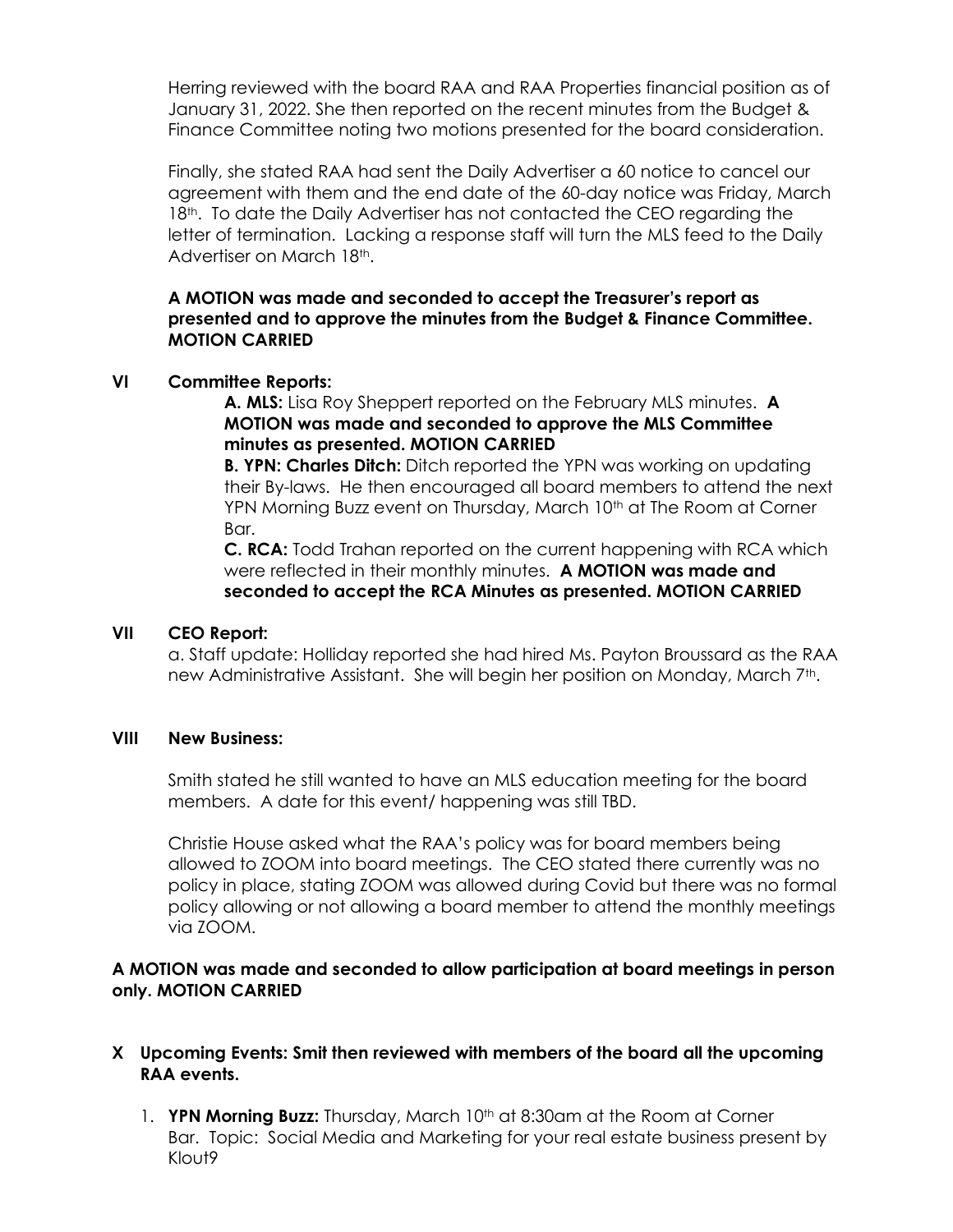Herring reviewed with the board RAA and RAA Properties financial position as of January 31, 2022. She then reported on the recent minutes from the Budget & Finance Committee noting two motions presented for the board consideration.

Finally, she stated RAA had sent the Daily Advertiser a 60 notice to cancel our agreement with them and the end date of the 60-day notice was Friday, March 18th. To date the Daily Advertiser has not contacted the CEO regarding the letter of termination. Lacking a response staff will turn the MLS feed to the Daily Advertiser on March 18th.

**A MOTION was made and seconded to accept the Treasurer's report as presented and to approve the minutes from the Budget & Finance Committee. MOTION CARRIED**

## VI Committee Reports:

**A. MLS:** Lisa Roy Sheppert reported on the February MLS minutes. **A MOTION was made and seconded to approve the MLS Committee minutes as presented. MOTION CARRIED**

**B. YPN: Charles Ditch:** Ditch reported the YPN was working on updating their By-laws. He then encouraged all board members to attend the next YPN Morning Buzz event on Thursday, March 10th at The Room at Corner Bar.

**C. RCA:** Todd Trahan reported on the current happening with RCA which were reflected in their monthly minutes. **A MOTION was made and seconded to accept the RCA Minutes as presented. MOTION CARRIED**

## VII CEO Report:

a. Staff update: Holliday reported she had hired Ms. Payton Broussard as the RAA new Administrative Assistant. She will begin her position on Monday, March 7th.

## VIII New Business:

Smith stated he still wanted to have an MLS education meeting for the board members. A date for this event/ happening was still TBD.

Christie House asked what the RAA's policy was for board members being allowed to ZOOM into board meetings. The CEO stated there currently was no policy in place, stating ZOOM was allowed during Covid but there was no formal policy allowing or not allowing a board member to attend the monthly meetings via ZOOM.

**A MOTION was made and seconded to allow participation at board meetings in person only. MOTION CARRIED**

## X Upcoming Events: Smit then reviewed with members of the board all the upcoming RAA events.

1. **YPN Morning Buzz:** Thursday, March 10th at 8:30am at the Room at Corner Bar. Topic: Social Media and Marketing for your real estate business present by Klout9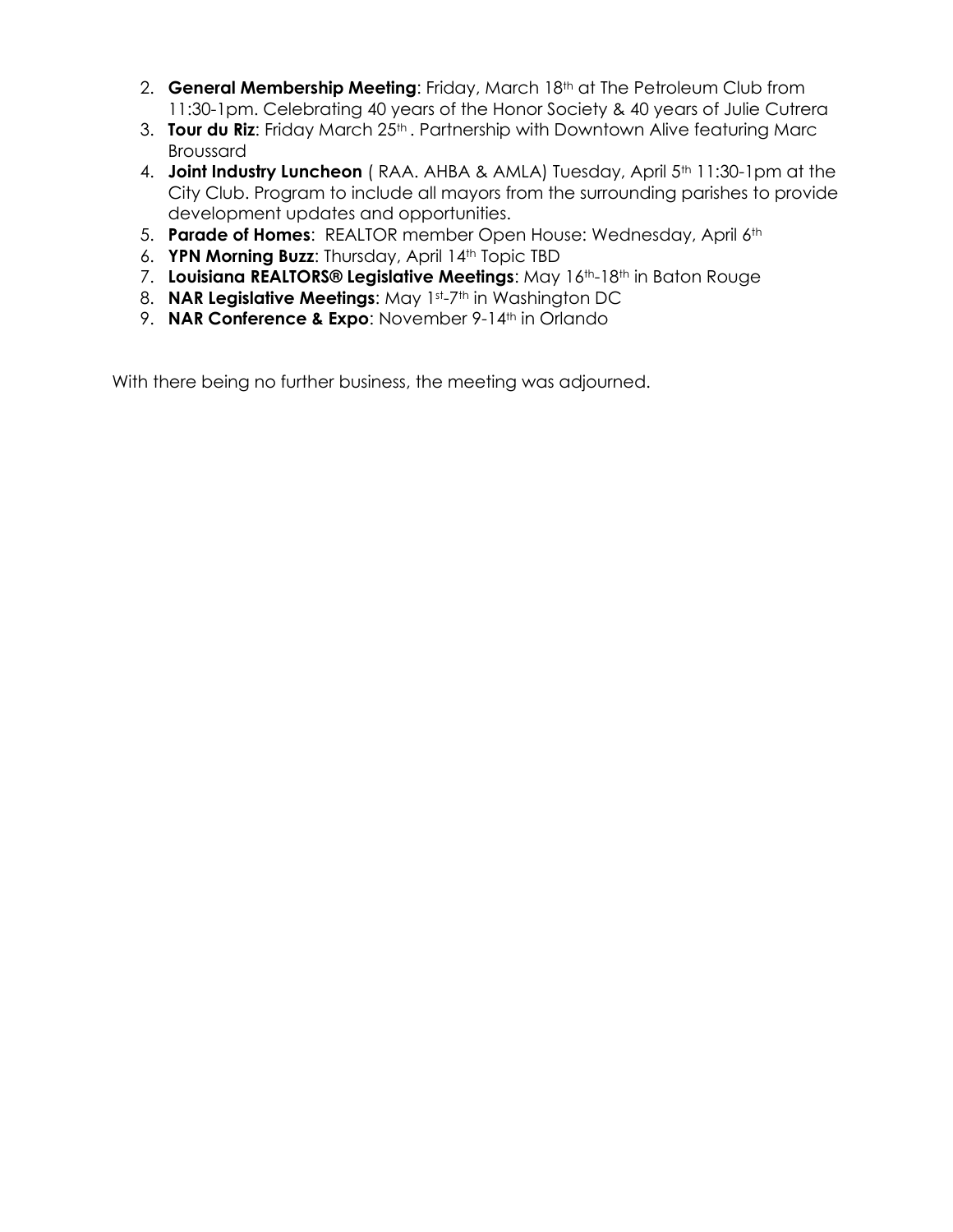2. **General Membership Meeting**: Friday, March 18th at The Petroleum Club from 11:30-1pm. Celebrating 40 years of the Honor Society & 40 years of Julie Cutrera
3. **Tour du Riz**: Friday March 25th . Partnership with Downtown Alive featuring Marc Broussard
4. **Joint Industry Luncheon** ( RAA. AHBA & AMLA) Tuesday, April 5th 11:30-1pm at the City Club. Program to include all mayors from the surrounding parishes to provide development updates and opportunities.
5. **Parade of Homes**: REALTOR member Open House: Wednesday, April 6th
6. **YPN Morning Buzz**: Thursday, April 14th Topic TBD
7. **Louisiana REALTORS® Legislative Meetings**: May 16th-18th in Baton Rouge
8. **NAR Legislative Meetings**: May 1st-7th in Washington DC
9. **NAR Conference & Expo**: November 9-14th in Orlando

With there being no further business, the meeting was adjourned.